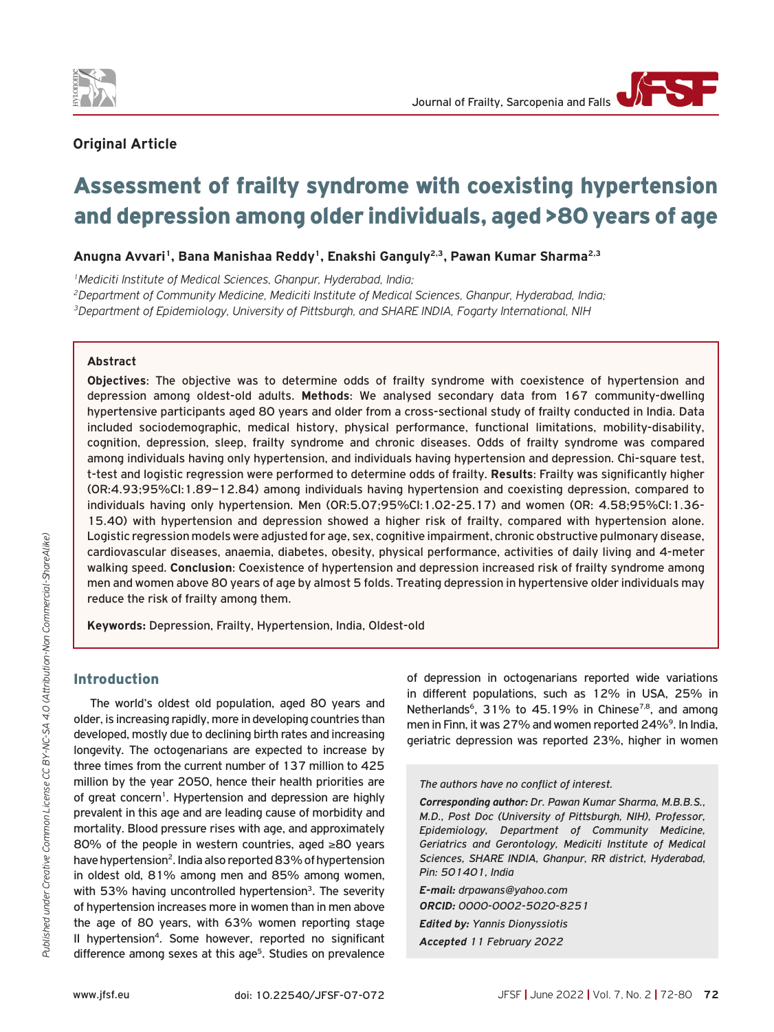**Original Article**

# Assessment of frailty syndrome with coexisting hypertension and depression among older individuals, aged >80 years of age

**Anugna Avvari[1], Bana Manishaa Reddy[1], Enakshi Ganguly[2,3], Pawan Kumar Sharma[2,3]**

[1]*Mediciti Institute of Medical Sciences, Ghanpur, Hyderabad, India;*
[2]*Department of Community Medicine, Mediciti Institute of Medical Sciences, Ghanpur, Hyderabad, India;*
[3]*Department of Epidemiology, University of Pittsburgh, and SHARE INDIA, Fogarty International, NIH*

### Abstract

**Objectives**: The objective was to determine odds of frailty syndrome with coexistence of hypertension and depression among oldest-old adults. **Methods**: We analysed secondary data from 167 community-dwelling hypertensive participants aged 80 years and older from a cross-sectional study of frailty conducted in India. Data included sociodemographic, medical history, physical performance, functional limitations, mobility-disability, cognition, depression, sleep, frailty syndrome and chronic diseases. Odds of frailty syndrome was compared among individuals having only hypertension, and individuals having hypertension and depression. Chi-square test, t-test and logistic regression were performed to determine odds of frailty. **Results**: Frailty was significantly higher (OR:4.93;95%CI:1.89–12.84) among individuals having hypertension and coexisting depression, compared to individuals having only hypertension. Men (OR:5.07;95%CI:1.02-25.17) and women (OR: 4.58;95%CI:1.36-15.40) with hypertension and depression showed a higher risk of frailty, compared with hypertension alone. Logistic regression models were adjusted for age, sex, cognitive impairment, chronic obstructive pulmonary disease, cardiovascular diseases, anaemia, diabetes, obesity, physical performance, activities of daily living and 4-meter walking speed. **Conclusion**: Coexistence of hypertension and depression increased risk of frailty syndrome among men and women above 80 years of age by almost 5 folds. Treating depression in hypertensive older individuals may reduce the risk of frailty among them.

**Keywords:** Depression, Frailty, Hypertension, India, Oldest-old

## Introduction

The world's oldest old population, aged 80 years and older, is increasing rapidly, more in developing countries than developed, mostly due to declining birth rates and increasing longevity. The octogenarians are expected to increase by three times from the current number of 137 million to 425 million by the year 2050, hence their health priorities are of great concern[1]. Hypertension and depression are highly prevalent in this age and are leading cause of morbidity and mortality. Blood pressure rises with age, and approximately 80% of the people in western countries, aged ≥80 years have hypertension[2]. India also reported 83% of hypertension in oldest old, 81% among men and 85% among women, with 53% having uncontrolled hypertension[3]. The severity of hypertension increases more in women than in men above the age of 80 years, with 63% women reporting stage II hypertension[4]. Some however, reported no significant difference among sexes at this age[5]. Studies on prevalence of depression in octogenarians reported wide variations in different populations, such as 12% in USA, 25% in Netherlands[6], 31% to 45.19% in Chinese[7,8], and among men in Finn, it was 27% and women reported 24%[9]. In India, geriatric depression was reported 23%, higher in women

*The authors have no conflict of interest.*

***Corresponding author:** Dr. Pawan Kumar Sharma, M.B.B.S., M.D., Post Doc (University of Pittsburgh, NIH), Professor, Epidemiology, Department of Community Medicine, Geriatrics and Gerontology, Mediciti Institute of Medical Sciences, SHARE INDIA, Ghanpur, RR district, Hyderabad, Pin: 501401, India*

***E-mail:** drpawans@yahoo.com*

***ORCID:** 0000-0002-5020-8251*

***Edited by:** Yannis Dionyssiotis*

***Accepted** 11 February 2022*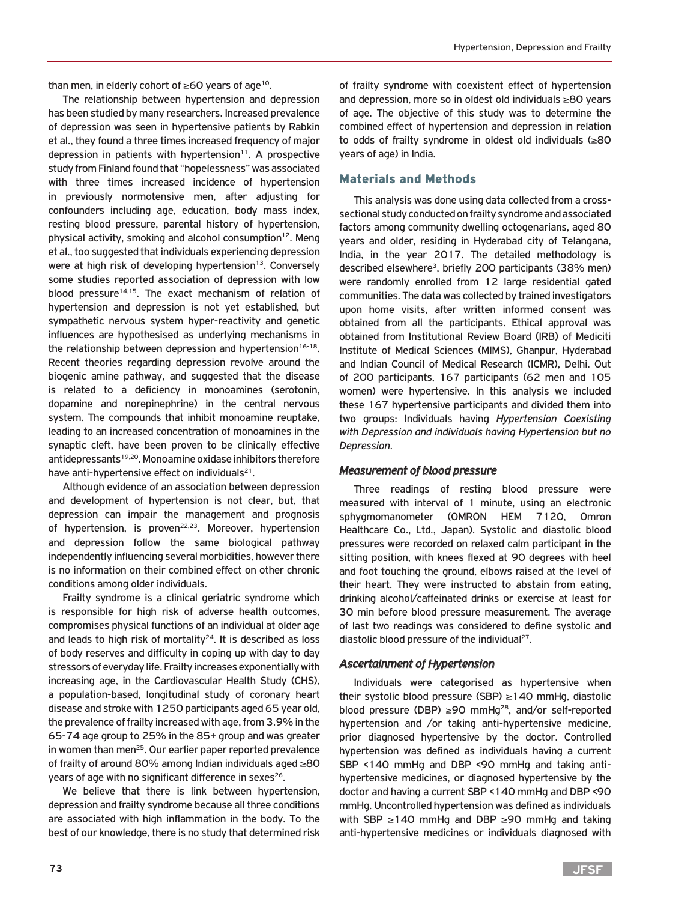than men, in elderly cohort of ≥60 years of age[10].

The relationship between hypertension and depression has been studied by many researchers. Increased prevalence of depression was seen in hypertensive patients by Rabkin et al., they found a three times increased frequency of major depression in patients with hypertension[11]. A prospective study from Finland found that "hopelessness" was associated with three times increased incidence of hypertension in previously normotensive men, after adjusting for confounders including age, education, body mass index, resting blood pressure, parental history of hypertension, physical activity, smoking and alcohol consumption[12]. Meng et al., too suggested that individuals experiencing depression were at high risk of developing hypertension[13]. Conversely some studies reported association of depression with low blood pressure[14,15]. The exact mechanism of relation of hypertension and depression is not yet established, but sympathetic nervous system hyper-reactivity and genetic influences are hypothesised as underlying mechanisms in the relationship between depression and hypertension[16-18]. Recent theories regarding depression revolve around the biogenic amine pathway, and suggested that the disease is related to a deficiency in monoamines (serotonin, dopamine and norepinephrine) in the central nervous system. The compounds that inhibit monoamine reuptake, leading to an increased concentration of monoamines in the synaptic cleft, have been proven to be clinically effective antidepressants[19,20]. Monoamine oxidase inhibitors therefore have anti-hypertensive effect on individuals[21].

Although evidence of an association between depression and development of hypertension is not clear, but, that depression can impair the management and prognosis of hypertension, is proven[22,23]. Moreover, hypertension and depression follow the same biological pathway independently influencing several morbidities, however there is no information on their combined effect on other chronic conditions among older individuals.

Frailty syndrome is a clinical geriatric syndrome which is responsible for high risk of adverse health outcomes, compromises physical functions of an individual at older age and leads to high risk of mortality[24]. It is described as loss of body reserves and difficulty in coping up with day to day stressors of everyday life. Frailty increases exponentially with increasing age, in the Cardiovascular Health Study (CHS), a population-based, longitudinal study of coronary heart disease and stroke with 1250 participants aged 65 year old, the prevalence of frailty increased with age, from 3.9% in the 65-74 age group to 25% in the 85+ group and was greater in women than men[25]. Our earlier paper reported prevalence of frailty of around 80% among Indian individuals aged ≥80 years of age with no significant difference in sexes[26].

We believe that there is link between hypertension, depression and frailty syndrome because all three conditions are associated with high inflammation in the body. To the best of our knowledge, there is no study that determined risk of frailty syndrome with coexistent effect of hypertension and depression, more so in oldest old individuals ≥80 years of age. The objective of this study was to determine the combined effect of hypertension and depression in relation to odds of frailty syndrome in oldest old individuals (≥80 years of age) in India.

## Materials and Methods

This analysis was done using data collected from a cross-sectional study conducted on frailty syndrome and associated factors among community dwelling octogenarians, aged 80 years and older, residing in Hyderabad city of Telangana, India, in the year 2017. The detailed methodology is described elsewhere[3], briefly 200 participants (38% men) were randomly enrolled from 12 large residential gated communities. The data was collected by trained investigators upon home visits, after written informed consent was obtained from all the participants. Ethical approval was obtained from Institutional Review Board (IRB) of Mediciti Institute of Medical Sciences (MIMS), Ghanpur, Hyderabad and Indian Council of Medical Research (ICMR), Delhi. Out of 200 participants, 167 participants (62 men and 105 women) were hypertensive. In this analysis we included these 167 hypertensive participants and divided them into two groups: Individuals having *Hypertension Coexisting with Depression and individuals having Hypertension but no Depression*.

### *Measurement of blood pressure*

Three readings of resting blood pressure were measured with interval of 1 minute, using an electronic sphygmomanometer (OMRON HEM 7120, Omron Healthcare Co., Ltd., Japan). Systolic and diastolic blood pressures were recorded on relaxed calm participant in the sitting position, with knees flexed at 90 degrees with heel and foot touching the ground, elbows raised at the level of their heart. They were instructed to abstain from eating, drinking alcohol/caffeinated drinks or exercise at least for 30 min before blood pressure measurement. The average of last two readings was considered to define systolic and diastolic blood pressure of the individual[27].

### *Ascertainment of Hypertension*

Individuals were categorised as hypertensive when their systolic blood pressure (SBP) ≥140 mmHg, diastolic blood pressure (DBP) ≥90 mmHg[28], and/or self-reported hypertension and /or taking anti-hypertensive medicine, prior diagnosed hypertensive by the doctor. Controlled hypertension was defined as individuals having a current SBP <140 mmHg and DBP <90 mmHg and taking anti-hypertensive medicines, or diagnosed hypertensive by the doctor and having a current SBP <140 mmHg and DBP <90 mmHg. Uncontrolled hypertension was defined as individuals with SBP ≥140 mmHg and DBP ≥90 mmHg and taking anti-hypertensive medicines or individuals diagnosed with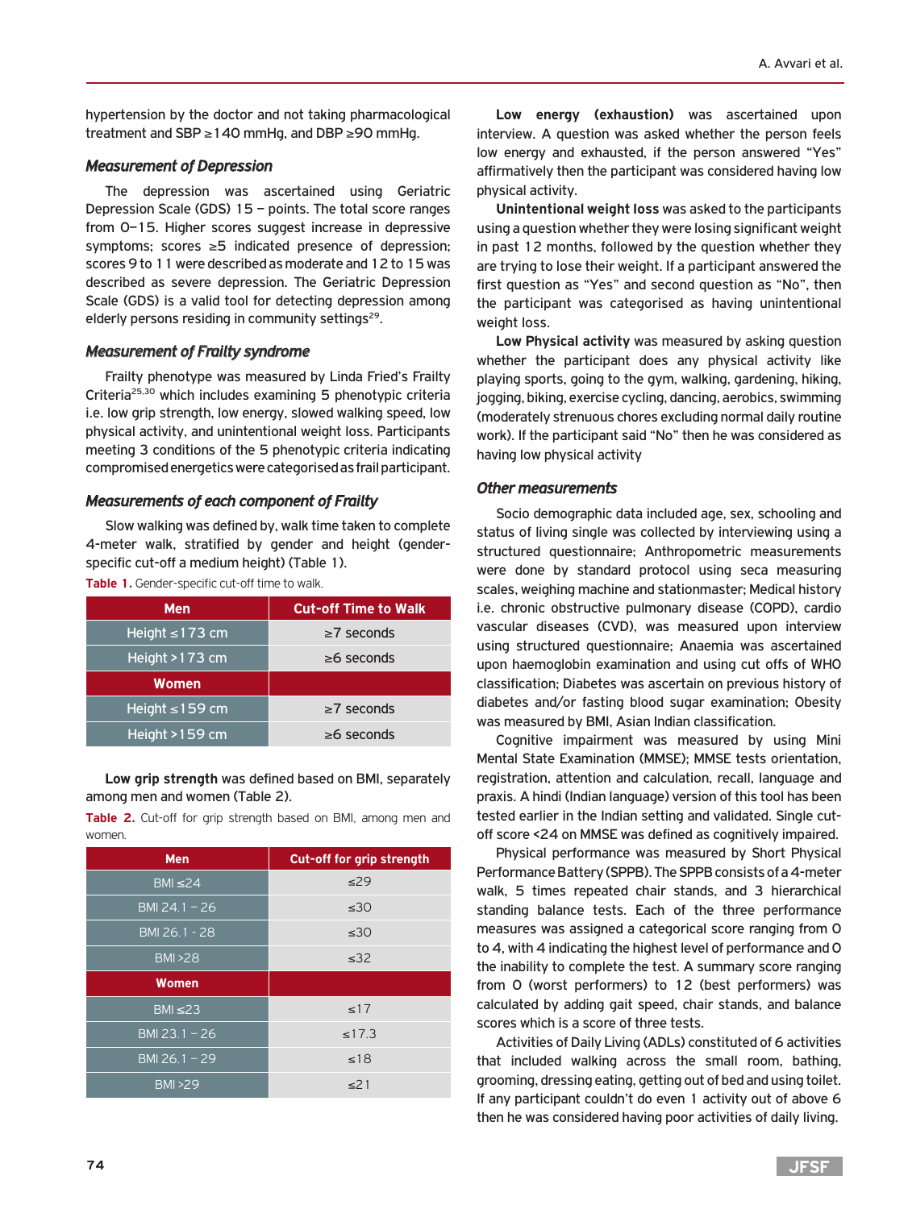hypertension by the doctor and not taking pharmacological treatment and SBP ≥140 mmHg, and DBP ≥90 mmHg.

### Measurement of Depression

The depression was ascertained using Geriatric Depression Scale (GDS) 15 – points. The total score ranges from 0–15. Higher scores suggest increase in depressive symptoms; scores ≥5 indicated presence of depression; scores 9 to 11 were described as moderate and 12 to 15 was described as severe depression. The Geriatric Depression Scale (GDS) is a valid tool for detecting depression among elderly persons residing in community settings[29].

### Measurement of Frailty syndrome

Frailty phenotype was measured by Linda Fried's Frailty Criteria[25,30] which includes examining 5 phenotypic criteria i.e. low grip strength, low energy, slowed walking speed, low physical activity, and unintentional weight loss. Participants meeting 3 conditions of the 5 phenotypic criteria indicating compromised energetics were categorised as frail participant.

### Measurements of each component of Frailty

Slow walking was defined by, walk time taken to complete 4-meter walk, stratified by gender and height (gender-specific cut-off a medium height) (Table 1).

**Table 1.** Gender-specific cut-off time to walk.

| Men | Cut-off Time to Walk |
|---|---|
| Height ≤173 cm | ≥7 seconds |
| Height >173 cm | ≥6 seconds |
| **Women** | |
| Height ≤159 cm | ≥7 seconds |
| Height >159 cm | ≥6 seconds |

**Low grip strength** was defined based on BMI, separately among men and women (Table 2).

**Table 2.** Cut-off for grip strength based on BMI, among men and women.

| Men | Cut-off for grip strength |
|---|---|
| BMI ≤24 | ≤29 |
| BMI 24.1 – 26 | ≤30 |
| BMI 26.1 - 28 | ≤30 |
| BMI >28 | ≤32 |
| **Women** | |
| BMI ≤23 | ≤17 |
| BMI 23.1 – 26 | ≤17.3 |
| BMI 26.1 – 29 | ≤18 |
| BMI >29 | ≤21 |

**Low energy (exhaustion)** was ascertained upon interview. A question was asked whether the person feels low energy and exhausted, if the person answered "Yes" affirmatively then the participant was considered having low physical activity.

**Unintentional weight loss** was asked to the participants using a question whether they were losing significant weight in past 12 months, followed by the question whether they are trying to lose their weight. If a participant answered the first question as "Yes" and second question as "No", then the participant was categorised as having unintentional weight loss.

**Low Physical activity** was measured by asking question whether the participant does any physical activity like playing sports, going to the gym, walking, gardening, hiking, jogging, biking, exercise cycling, dancing, aerobics, swimming (moderately strenuous chores excluding normal daily routine work). If the participant said "No" then he was considered as having low physical activity

### Other measurements

Socio demographic data included age, sex, schooling and status of living single was collected by interviewing using a structured questionnaire; Anthropometric measurements were done by standard protocol using seca measuring scales, weighing machine and stationmaster; Medical history i.e. chronic obstructive pulmonary disease (COPD), cardio vascular diseases (CVD), was measured upon interview using structured questionnaire; Anaemia was ascertained upon haemoglobin examination and using cut offs of WHO classification; Diabetes was ascertain on previous history of diabetes and/or fasting blood sugar examination; Obesity was measured by BMI, Asian Indian classification.

Cognitive impairment was measured by using Mini Mental State Examination (MMSE); MMSE tests orientation, registration, attention and calculation, recall, language and praxis. A hindi (Indian language) version of this tool has been tested earlier in the Indian setting and validated. Single cut-off score <24 on MMSE was defined as cognitively impaired.

Physical performance was measured by Short Physical Performance Battery (SPPB). The SPPB consists of a 4-meter walk, 5 times repeated chair stands, and 3 hierarchical standing balance tests. Each of the three performance measures was assigned a categorical score ranging from 0 to 4, with 4 indicating the highest level of performance and 0 the inability to complete the test. A summary score ranging from 0 (worst performers) to 12 (best performers) was calculated by adding gait speed, chair stands, and balance scores which is a score of three tests.

Activities of Daily Living (ADLs) constituted of 6 activities that included walking across the small room, bathing, grooming, dressing eating, getting out of bed and using toilet. If any participant couldn't do even 1 activity out of above 6 then he was considered having poor activities of daily living.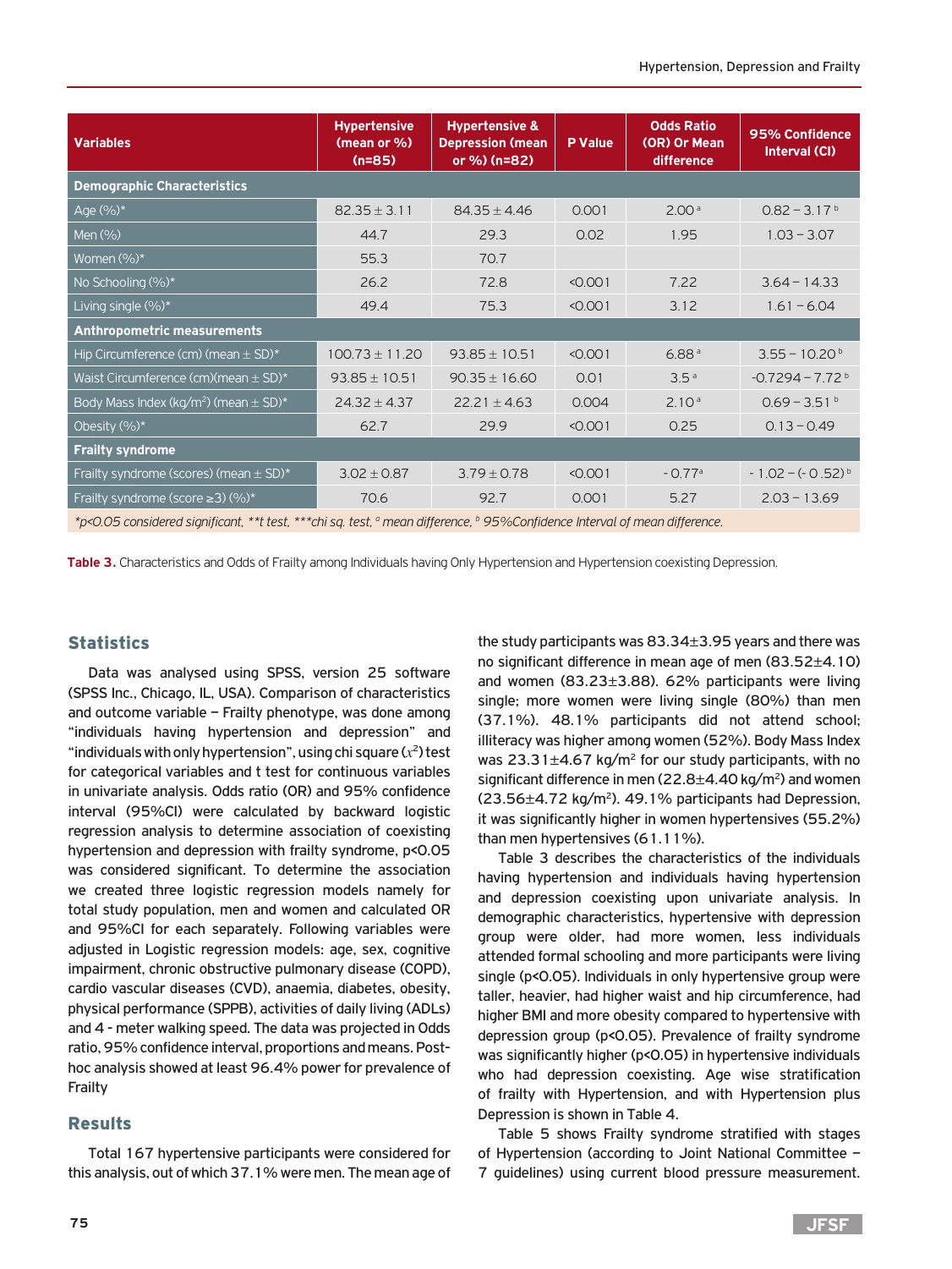| Variables | Hypertensive (mean or %) (n=85) | Hypertensive & Depression (mean or %) (n=82) | P Value | Odds Ratio (OR) Or Mean difference | 95% Confidence Interval (CI) |
|---|---|---|---|---|---|
| **Demographic Characteristics** | | | | | |
| Age (%)* | 82.35 ± 3.11 | 84.35 ± 4.46 | 0.001 | 2.00 [a] | 0.82 – 3.17 [b] |
| Men (%) | 44.7 | 29.3 | 0.02 | 1.95 | 1.03 – 3.07 |
| Women (%)* | 55.3 | 70.7 | | | |
| No Schooling (%)* | 26.2 | 72.8 | <0.001 | 7.22 | 3.64 – 14.33 |
| Living single (%)* | 49.4 | 75.3 | <0.001 | 3.12 | 1.61 – 6.04 |
| **Anthropometric measurements** | | | | | |
| Hip Circumference (cm) (mean ± SD)* | 100.73 ± 11.20 | 93.85 ± 10.51 | <0.001 | 6.88 [a] | 3.55 – 10.20 [b] |
| Waist Circumference (cm)(mean ± SD)* | 93.85 ± 10.51 | 90.35 ± 16.60 | 0.01 | 3.5 [a] | -0.7294 – 7.72 [b] |
| Body Mass Index (kg/m$^2$) (mean ± SD)* | 24.32 ± 4.37 | 22.21 ± 4.63 | 0.004 | 2.10 [a] | 0.69 – 3.51 [b] |
| Obesity (%)* | 62.7 | 29.9 | <0.001 | 0.25 | 0.13 – 0.49 |
| **Frailty syndrome** | | | | | |
| Frailty syndrome (scores) (mean ± SD)* | 3.02 ± 0.87 | 3.79 ± 0.78 | <0.001 | - 0.77 [a] | - 1.02 – (- 0.52) [b] |
| Frailty syndrome (score ≥3) (%)* | 70.6 | 92.7 | 0.001 | 5.27 | 2.03 – 13.69 |

*\*p<0.05 considered significant, \*\*t test, \*\*\*chi sq. test, [a] mean difference, [b] 95%Confidence Interval of mean difference.*

**Table 3.** Characteristics and Odds of Frailty among Individuals having Only Hypertension and Hypertension coexisting Depression.

## Statistics

Data was analysed using SPSS, version 25 software (SPSS Inc., Chicago, IL, USA). Comparison of characteristics and outcome variable – Frailty phenotype, was done among "individuals having hypertension and depression" and "individuals with only hypertension", using chi square ($\chi^2$) test for categorical variables and t test for continuous variables in univariate analysis. Odds ratio (OR) and 95% confidence interval (95%CI) were calculated by backward logistic regression analysis to determine association of coexisting hypertension and depression with frailty syndrome, p<0.05 was considered significant. To determine the association we created three logistic regression models namely for total study population, men and women and calculated OR and 95%CI for each separately. Following variables were adjusted in Logistic regression models: age, sex, cognitive impairment, chronic obstructive pulmonary disease (COPD), cardio vascular diseases (CVD), anaemia, diabetes, obesity, physical performance (SPPB), activities of daily living (ADLs) and 4 - meter walking speed. The data was projected in Odds ratio, 95% confidence interval, proportions and means. Post-hoc analysis showed at least 96.4% power for prevalence of Frailty

## Results

Total 167 hypertensive participants were considered for this analysis, out of which 37.1% were men. The mean age of the study participants was 83.34±3.95 years and there was no significant difference in mean age of men (83.52±4.10) and women (83.23±3.88). 62% participants were living single; more women were living single (80%) than men (37.1%). 48.1% participants did not attend school; illiteracy was higher among women (52%). Body Mass Index was 23.31±4.67 kg/m$^2$ for our study participants, with no significant difference in men (22.8±4.40 kg/m$^2$) and women (23.56±4.72 kg/m$^2$). 49.1% participants had Depression, it was significantly higher in women hypertensives (55.2%) than men hypertensives (61.11%).

Table 3 describes the characteristics of the individuals having hypertension and individuals having hypertension and depression coexisting upon univariate analysis. In demographic characteristics, hypertensive with depression group were older, had more women, less individuals attended formal schooling and more participants were living single (p<0.05). Individuals in only hypertensive group were taller, heavier, had higher waist and hip circumference, had higher BMI and more obesity compared to hypertensive with depression group (p<0.05). Prevalence of frailty syndrome was significantly higher (p<0.05) in hypertensive individuals who had depression coexisting. Age wise stratification of frailty with Hypertension, and with Hypertension plus Depression is shown in Table 4.

Table 5 shows Frailty syndrome stratified with stages of Hypertension (according to Joint National Committee – 7 guidelines) using current blood pressure measurement.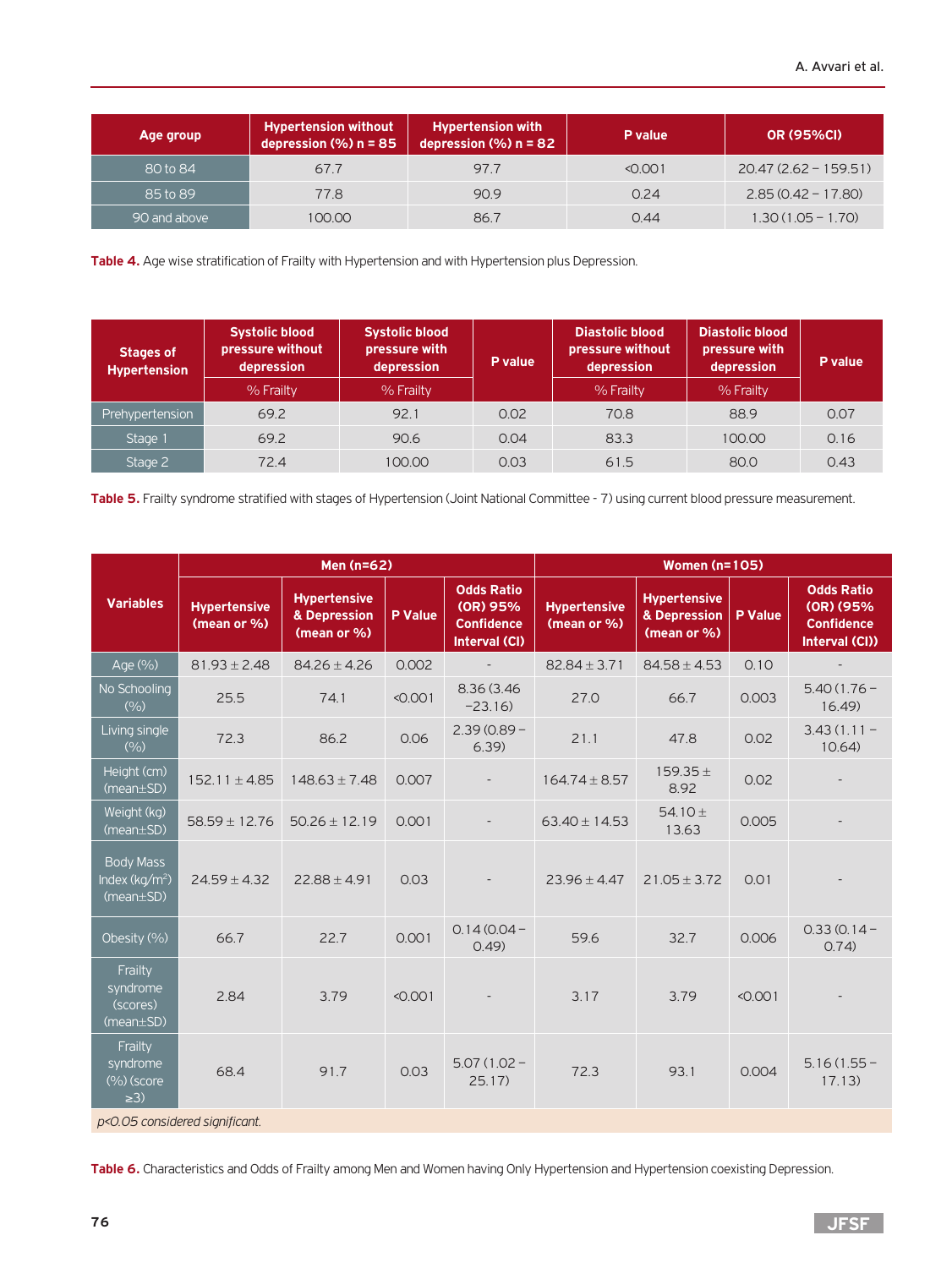| Age group | Hypertension without depression (%) n = 85 | Hypertension with depression (%) n = 82 | P value | OR (95%CI) |
|---|---|---|---|---|
| 80 to 84 | 67.7 | 97.7 | <0.001 | 20.47 (2.62 – 159.51) |
| 85 to 89 | 77.8 | 90.9 | 0.24 | 2.85 (0.42 – 17.80) |
| 90 and above | 100.00 | 86.7 | 0.44 | 1.30 (1.05 – 1.70) |

**Table 4.** Age wise stratification of Frailty with Hypertension and with Hypertension plus Depression.

| Stages of Hypertension | Systolic blood pressure without depression | Systolic blood pressure with depression | P value | Diastolic blood pressure without depression | Diastolic blood pressure with depression | P value |
|---|---|---|---|---|---|---|
| | % Frailty | % Frailty | | % Frailty | % Frailty | |
| Prehypertension | 69.2 | 92.1 | 0.02 | 70.8 | 88.9 | 0.07 |
| Stage 1 | 69.2 | 90.6 | 0.04 | 83.3 | 100.00 | 0.16 |
| Stage 2 | 72.4 | 100.00 | 0.03 | 61.5 | 80.0 | 0.43 |

**Table 5.** Frailty syndrome stratified with stages of Hypertension (Joint National Committee - 7) using current blood pressure measurement.

| Variables | Men (n=62) | | | | Women (n=105) | | | |
|---|---|---|---|---|---|---|---|---|
| | Hypertensive (mean or %) | Hypertensive & Depression (mean or %) | P Value | Odds Ratio (OR) 95% Confidence Interval (CI) | Hypertensive (mean or %) | Hypertensive & Depression (mean or %) | P Value | Odds Ratio (OR) (95% Confidence Interval (CI)) |
| Age (%) | 81.93 ± 2.48 | 84.26 ± 4.26 | 0.002 | - | 82.84 ± 3.71 | 84.58 ± 4.53 | 0.10 | - |
| No Schooling (%) | 25.5 | 74.1 | <0.001 | 8.36 (3.46 –23.16) | 27.0 | 66.7 | 0.003 | 5.40 (1.76 – 16.49) |
| Living single (%) | 72.3 | 86.2 | 0.06 | 2.39 (0.89 – 6.39) | 21.1 | 47.8 | 0.02 | 3.43 (1.11 – 10.64) |
| Height (cm) (mean±SD) | 152.11 ± 4.85 | 148.63 ± 7.48 | 0.007 | - | 164.74 ± 8.57 | 159.35 ± 8.92 | 0.02 | - |
| Weight (kg) (mean±SD) | 58.59 ± 12.76 | 50.26 ± 12.19 | 0.001 | - | 63.40 ± 14.53 | 54.10 ± 13.63 | 0.005 | - |
| Body Mass Index (kg/m$^2$) (mean±SD) | 24.59 ± 4.32 | 22.88 ± 4.91 | 0.03 | - | 23.96 ± 4.47 | 21.05 ± 3.72 | 0.01 | - |
| Obesity (%) | 66.7 | 22.7 | 0.001 | 0.14 (0.04 – 0.49) | 59.6 | 32.7 | 0.006 | 0.33 (0.14 – 0.74) |
| Frailty syndrome (scores) (mean±SD) | 2.84 | 3.79 | <0.001 | - | 3.17 | 3.79 | <0.001 | - |
| Frailty syndrome (%) (score ≥3) | 68.4 | 91.7 | 0.03 | 5.07 (1.02 – 25.17) | 72.3 | 93.1 | 0.004 | 5.16 (1.55 – 17.13) |

*p<0.05 considered significant.*

**Table 6.** Characteristics and Odds of Frailty among Men and Women having Only Hypertension and Hypertension coexisting Depression.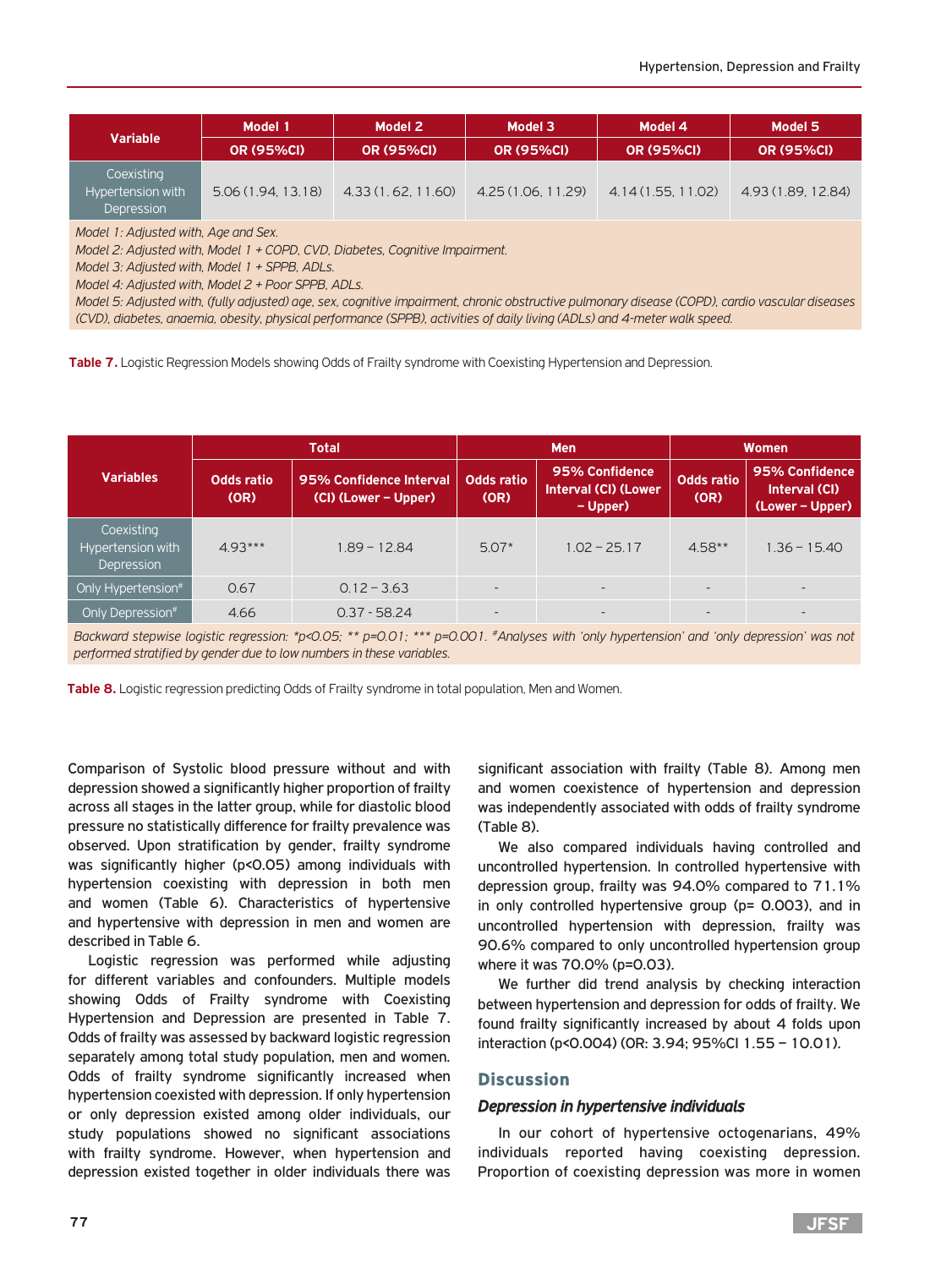| Variable | Model 1 | Model 2 | Model 3 | Model 4 | Model 5 |
|---|---|---|---|---|---|
| | OR (95%CI) | OR (95%CI) | OR (95%CI) | OR (95%CI) | OR (95%CI) |
| Coexisting Hypertension with Depression | 5.06 (1.94, 13.18) | 4.33 (1. 62, 11.60) | 4.25 (1.06, 11.29) | 4.14 (1.55, 11.02) | 4.93 (1.89, 12.84) |

*Model 1: Adjusted with, Age and Sex.*
*Model 2: Adjusted with, Model 1 + COPD, CVD, Diabetes, Cognitive Impairment.*
*Model 3: Adjusted with, Model 1 + SPPB, ADLs.*
*Model 4: Adjusted with, Model 2 + Poor SPPB, ADLs.*
*Model 5: Adjusted with, (fully adjusted) age, sex, cognitive impairment, chronic obstructive pulmonary disease (COPD), cardio vascular diseases (CVD), diabetes, anaemia, obesity, physical performance (SPPB), activities of daily living (ADLs) and 4-meter walk speed.*

**Table 7.** Logistic Regression Models showing Odds of Frailty syndrome with Coexisting Hypertension and Depression.

| Variables | Total | | Men | | Women | |
|---|---|---|---|---|---|---|
| | Odds ratio (OR) | 95% Confidence Interval (CI) (Lower – Upper) | Odds ratio (OR) | 95% Confidence Interval (CI) (Lower – Upper) | Odds ratio (OR) | 95% Confidence Interval (CI) (Lower – Upper) |
| Coexisting Hypertension with Depression | 4.93*** | 1.89 – 12.84 | 5.07* | 1.02 – 25.17 | 4.58** | 1.36 – 15.40 |
| Only Hypertension# | 0.67 | 0.12 – 3.63 | - | - | - | - |
| Only Depression# | 4.66 | 0.37 - 58.24 | - | - | - | - |

*Backward stepwise logistic regression: *p<0.05; ** p=0.01; *** p=0.001. #Analyses with 'only hypertension' and 'only depression' was not performed stratified by gender due to low numbers in these variables.*

**Table 8.** Logistic regression predicting Odds of Frailty syndrome in total population, Men and Women.

Comparison of Systolic blood pressure without and with depression showed a significantly higher proportion of frailty across all stages in the latter group, while for diastolic blood pressure no statistically difference for frailty prevalence was observed. Upon stratification by gender, frailty syndrome was significantly higher ($p<0.05$) among individuals with hypertension coexisting with depression in both men and women (Table 6). Characteristics of hypertensive and hypertensive with depression in men and women are described in Table 6.

Logistic regression was performed while adjusting for different variables and confounders. Multiple models showing Odds of Frailty syndrome with Coexisting Hypertension and Depression are presented in Table 7. Odds of frailty was assessed by backward logistic regression separately among total study population, men and women. Odds of frailty syndrome significantly increased when hypertension coexisted with depression. If only hypertension or only depression existed among older individuals, our study populations showed no significant associations with frailty syndrome. However, when hypertension and depression existed together in older individuals there was significant association with frailty (Table 8). Among men and women coexistence of hypertension and depression was independently associated with odds of frailty syndrome (Table 8).

We also compared individuals having controlled and uncontrolled hypertension. In controlled hypertensive with depression group, frailty was 94.0% compared to 71.1% in only controlled hypertensive group ($p= 0.003$), and in uncontrolled hypertension with depression, frailty was 90.6% compared to only uncontrolled hypertension group where it was 70.0% ($p=0.03$).

We further did trend analysis by checking interaction between hypertension and depression for odds of frailty. We found frailty significantly increased by about 4 folds upon interaction ($p<0.004$) (OR: 3.94; 95%CI 1.55 – 10.01).

## Discussion

### *Depression in hypertensive individuals*

In our cohort of hypertensive octogenarians, 49% individuals reported having coexisting depression. Proportion of coexisting depression was more in women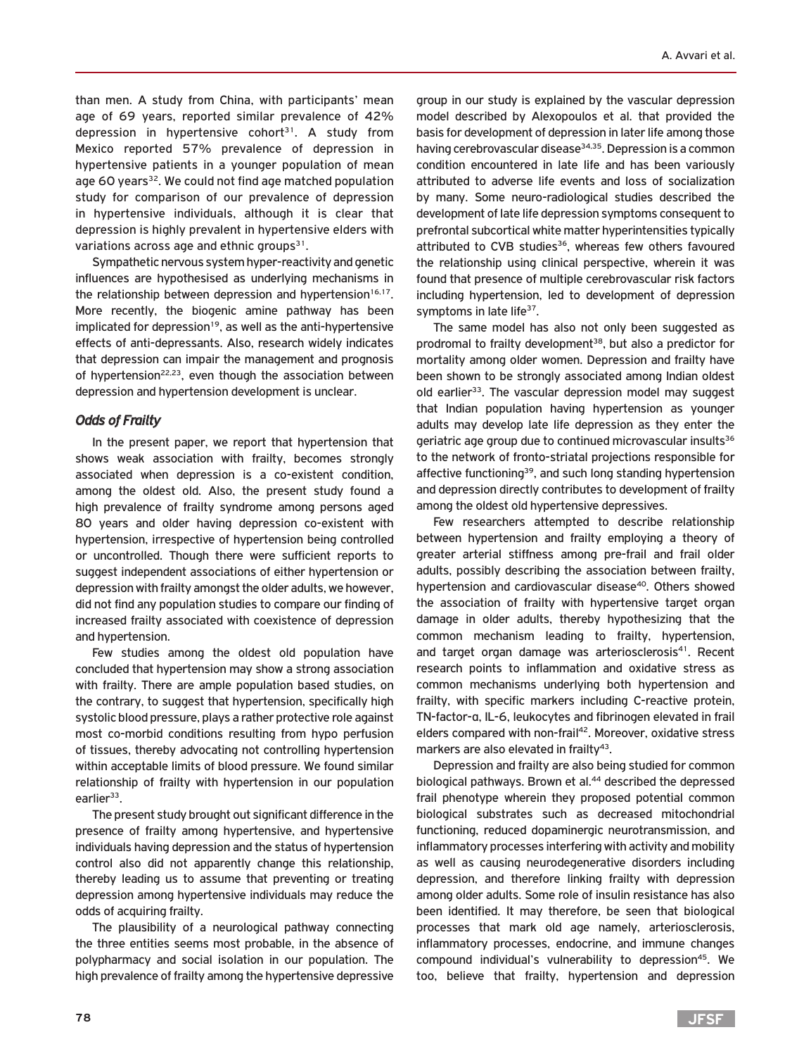than men. A study from China, with participants' mean age of 69 years, reported similar prevalence of 42% depression in hypertensive cohort[31]. A study from Mexico reported 57% prevalence of depression in hypertensive patients in a younger population of mean age 60 years[32]. We could not find age matched population study for comparison of our prevalence of depression in hypertensive individuals, although it is clear that depression is highly prevalent in hypertensive elders with variations across age and ethnic groups[31].

Sympathetic nervous system hyper-reactivity and genetic influences are hypothesised as underlying mechanisms in the relationship between depression and hypertension[16,17]. More recently, the biogenic amine pathway has been implicated for depression[19], as well as the anti-hypertensive effects of anti-depressants. Also, research widely indicates that depression can impair the management and prognosis of hypertension[22,23], even though the association between depression and hypertension development is unclear.

### *Odds of Frailty*

In the present paper, we report that hypertension that shows weak association with frailty, becomes strongly associated when depression is a co-existent condition, among the oldest old. Also, the present study found a high prevalence of frailty syndrome among persons aged 80 years and older having depression co-existent with hypertension, irrespective of hypertension being controlled or uncontrolled. Though there were sufficient reports to suggest independent associations of either hypertension or depression with frailty amongst the older adults, we however, did not find any population studies to compare our finding of increased frailty associated with coexistence of depression and hypertension.

Few studies among the oldest old population have concluded that hypertension may show a strong association with frailty. There are ample population based studies, on the contrary, to suggest that hypertension, specifically high systolic blood pressure, plays a rather protective role against most co-morbid conditions resulting from hypo perfusion of tissues, thereby advocating not controlling hypertension within acceptable limits of blood pressure. We found similar relationship of frailty with hypertension in our population earlier[33].

The present study brought out significant difference in the presence of frailty among hypertensive, and hypertensive individuals having depression and the status of hypertension control also did not apparently change this relationship, thereby leading us to assume that preventing or treating depression among hypertensive individuals may reduce the odds of acquiring frailty.

The plausibility of a neurological pathway connecting the three entities seems most probable, in the absence of polypharmacy and social isolation in our population. The high prevalence of frailty among the hypertensive depressive group in our study is explained by the vascular depression model described by Alexopoulos et al. that provided the basis for development of depression in later life among those having cerebrovascular disease[34,35]. Depression is a common condition encountered in late life and has been variously attributed to adverse life events and loss of socialization by many. Some neuro-radiological studies described the development of late life depression symptoms consequent to prefrontal subcortical white matter hyperintensities typically attributed to CVB studies[36], whereas few others favoured the relationship using clinical perspective, wherein it was found that presence of multiple cerebrovascular risk factors including hypertension, led to development of depression symptoms in late life[37].

The same model has also not only been suggested as prodromal to frailty development[38], but also a predictor for mortality among older women. Depression and frailty have been shown to be strongly associated among Indian oldest old earlier[33]. The vascular depression model may suggest that Indian population having hypertension as younger adults may develop late life depression as they enter the geriatric age group due to continued microvascular insults[36] to the network of fronto-striatal projections responsible for affective functioning[39], and such long standing hypertension and depression directly contributes to development of frailty among the oldest old hypertensive depressives.

Few researchers attempted to describe relationship between hypertension and frailty employing a theory of greater arterial stiffness among pre-frail and frail older adults, possibly describing the association between frailty, hypertension and cardiovascular disease[40]. Others showed the association of frailty with hypertensive target organ damage in older adults, thereby hypothesizing that the common mechanism leading to frailty, hypertension, and target organ damage was arteriosclerosis[41]. Recent research points to inflammation and oxidative stress as common mechanisms underlying both hypertension and frailty, with specific markers including C-reactive protein, TN-factor-α, IL-6, leukocytes and fibrinogen elevated in frail elders compared with non-frail[42]. Moreover, oxidative stress markers are also elevated in frailty[43].

Depression and frailty are also being studied for common biological pathways. Brown et al.[44] described the depressed frail phenotype wherein they proposed potential common biological substrates such as decreased mitochondrial functioning, reduced dopaminergic neurotransmission, and inflammatory processes interfering with activity and mobility as well as causing neurodegenerative disorders including depression, and therefore linking frailty with depression among older adults. Some role of insulin resistance has also been identified. It may therefore, be seen that biological processes that mark old age namely, arteriosclerosis, inflammatory processes, endocrine, and immune changes compound individual's vulnerability to depression[45]. We too, believe that frailty, hypertension and depression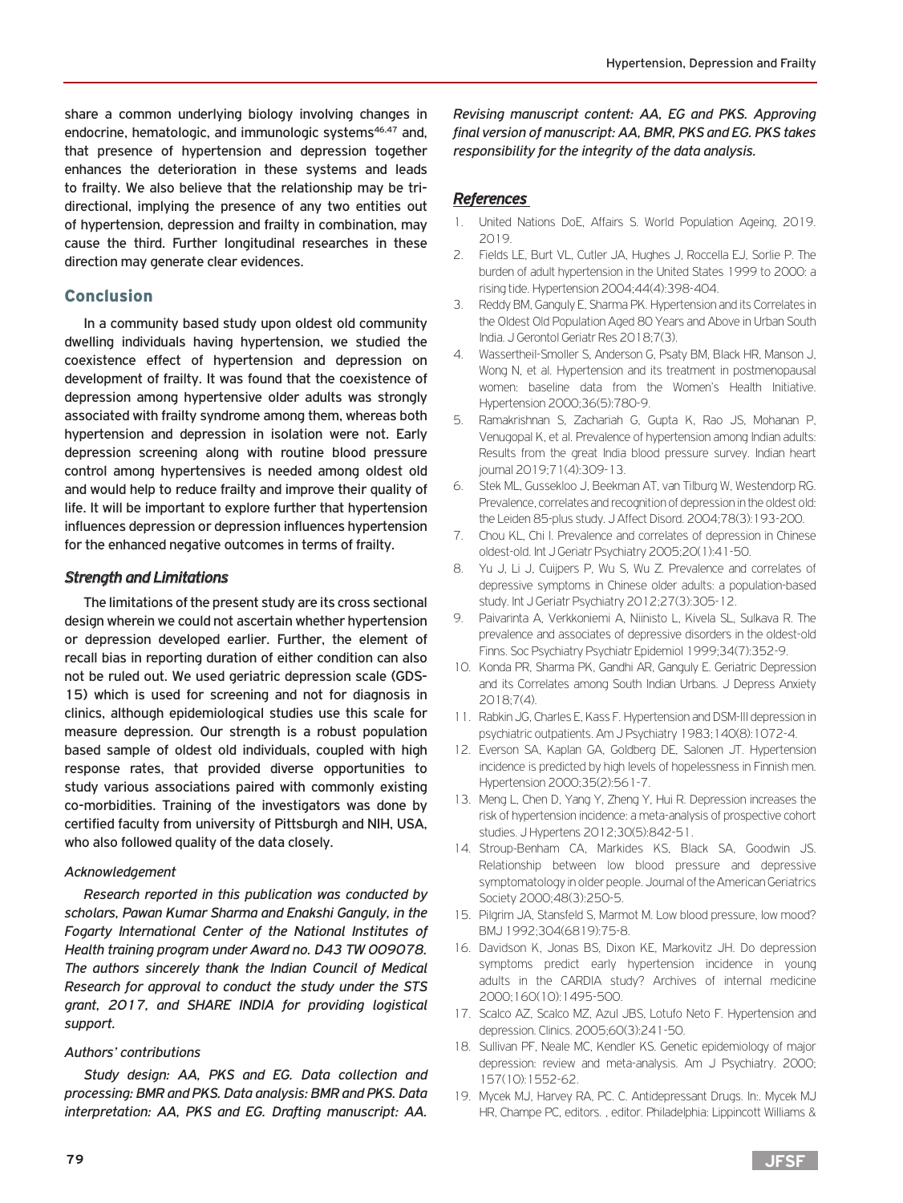share a common underlying biology involving changes in endocrine, hematologic, and immunologic systems[46,47] and, that presence of hypertension and depression together enhances the deterioration in these systems and leads to frailty. We also believe that the relationship may be tri-directional, implying the presence of any two entities out of hypertension, depression and frailty in combination, may cause the third. Further longitudinal researches in these direction may generate clear evidences.

## Conclusion

In a community based study upon oldest old community dwelling individuals having hypertension, we studied the coexistence effect of hypertension and depression on development of frailty. It was found that the coexistence of depression among hypertensive older adults was strongly associated with frailty syndrome among them, whereas both hypertension and depression in isolation were not. Early depression screening along with routine blood pressure control among hypertensives is needed among oldest old and would help to reduce frailty and improve their quality of life. It will be important to explore further that hypertension influences depression or depression influences hypertension for the enhanced negative outcomes in terms of frailty.

### *Strength and Limitations*

The limitations of the present study are its cross sectional design wherein we could not ascertain whether hypertension or depression developed earlier. Further, the element of recall bias in reporting duration of either condition can also not be ruled out. We used geriatric depression scale (GDS-15) which is used for screening and not for diagnosis in clinics, although epidemiological studies use this scale for measure depression. Our strength is a robust population based sample of oldest old individuals, coupled with high response rates, that provided diverse opportunities to study various associations paired with commonly existing co-morbidities. Training of the investigators was done by certified faculty from university of Pittsburgh and NIH, USA, who also followed quality of the data closely.

#### *Acknowledgement*

*Research reported in this publication was conducted by scholars, Pawan Kumar Sharma and Enakshi Ganguly, in the Fogarty International Center of the National Institutes of Health training program under Award no. D43 TW 009078. The authors sincerely thank the Indian Council of Medical Research for approval to conduct the study under the STS grant, 2017, and SHARE INDIA for providing logistical support.*

#### *Authors' contributions*

*Study design: AA, PKS and EG. Data collection and processing: BMR and PKS. Data analysis: BMR and PKS. Data interpretation: AA, PKS and EG. Drafting manuscript: AA. Revising manuscript content: AA, EG and PKS. Approving final version of manuscript: AA, BMR, PKS and EG. PKS takes responsibility for the integrity of the data analysis.*

### *References*

1. United Nations DoE, Affairs S. World Population Ageing, 2019. 2019.
2. Fields LE, Burt VL, Cutler JA, Hughes J, Roccella EJ, Sorlie P. The burden of adult hypertension in the United States 1999 to 2000: a rising tide. Hypertension 2004;44(4):398-404.
3. Reddy BM, Ganguly E, Sharma PK. Hypertension and its Correlates in the Oldest Old Population Aged 80 Years and Above in Urban South India. J Gerontol Geriatr Res 2018;7(3).
4. Wassertheil-Smoller S, Anderson G, Psaty BM, Black HR, Manson J, Wong N, et al. Hypertension and its treatment in postmenopausal women: baseline data from the Women's Health Initiative. Hypertension 2000;36(5):780-9.
5. Ramakrishnan S, Zachariah G, Gupta K, Rao JS, Mohanan P, Venugopal K, et al. Prevalence of hypertension among Indian adults: Results from the great India blood pressure survey. Indian heart journal 2019;71(4):309-13.
6. Stek ML, Gussekloo J, Beekman AT, van Tilburg W, Westendorp RG. Prevalence, correlates and recognition of depression in the oldest old: the Leiden 85-plus study. J Affect Disord. 2004;78(3):193-200.
7. Chou KL, Chi I. Prevalence and correlates of depression in Chinese oldest-old. Int J Geriatr Psychiatry 2005;20(1):41-50.
8. Yu J, Li J, Cuijpers P, Wu S, Wu Z. Prevalence and correlates of depressive symptoms in Chinese older adults: a population-based study. Int J Geriatr Psychiatry 2012;27(3):305-12.
9. Paivarinta A, Verkkoniemi A, Niinisto L, Kivela SL, Sulkava R. The prevalence and associates of depressive disorders in the oldest-old Finns. Soc Psychiatry Psychiatr Epidemiol 1999;34(7):352-9.
10. Konda PR, Sharma PK, Gandhi AR, Ganguly E. Geriatric Depression and its Correlates among South Indian Urbans. J Depress Anxiety 2018;7(4).
11. Rabkin JG, Charles E, Kass F. Hypertension and DSM-III depression in psychiatric outpatients. Am J Psychiatry 1983;140(8):1072-4.
12. Everson SA, Kaplan GA, Goldberg DE, Salonen JT. Hypertension incidence is predicted by high levels of hopelessness in Finnish men. Hypertension 2000;35(2):561-7.
13. Meng L, Chen D, Yang Y, Zheng Y, Hui R. Depression increases the risk of hypertension incidence: a meta-analysis of prospective cohort studies. J Hypertens 2012;30(5):842-51.
14. Stroup-Benham CA, Markides KS, Black SA, Goodwin JS. Relationship between low blood pressure and depressive symptomatology in older people. Journal of the American Geriatrics Society 2000;48(3):250-5.
15. Pilgrim JA, Stansfeld S, Marmot M. Low blood pressure, low mood? BMJ 1992;304(6819):75-8.
16. Davidson K, Jonas BS, Dixon KE, Markovitz JH. Do depression symptoms predict early hypertension incidence in young adults in the CARDIA study? Archives of internal medicine 2000;160(10):1495-500.
17. Scalco AZ, Scalco MZ, Azul JBS, Lotufo Neto F. Hypertension and depression. Clinics. 2005;60(3):241-50.
18. Sullivan PF, Neale MC, Kendler KS. Genetic epidemiology of major depression: review and meta-analysis. Am J Psychiatry. 2000; 157(10):1552-62.
19. Mycek MJ, Harvey RA, PC. C. Antidepressant Drugs. In:. Mycek MJ HR, Champe PC, editors. , editor. Philadelphia: Lippincott Williams &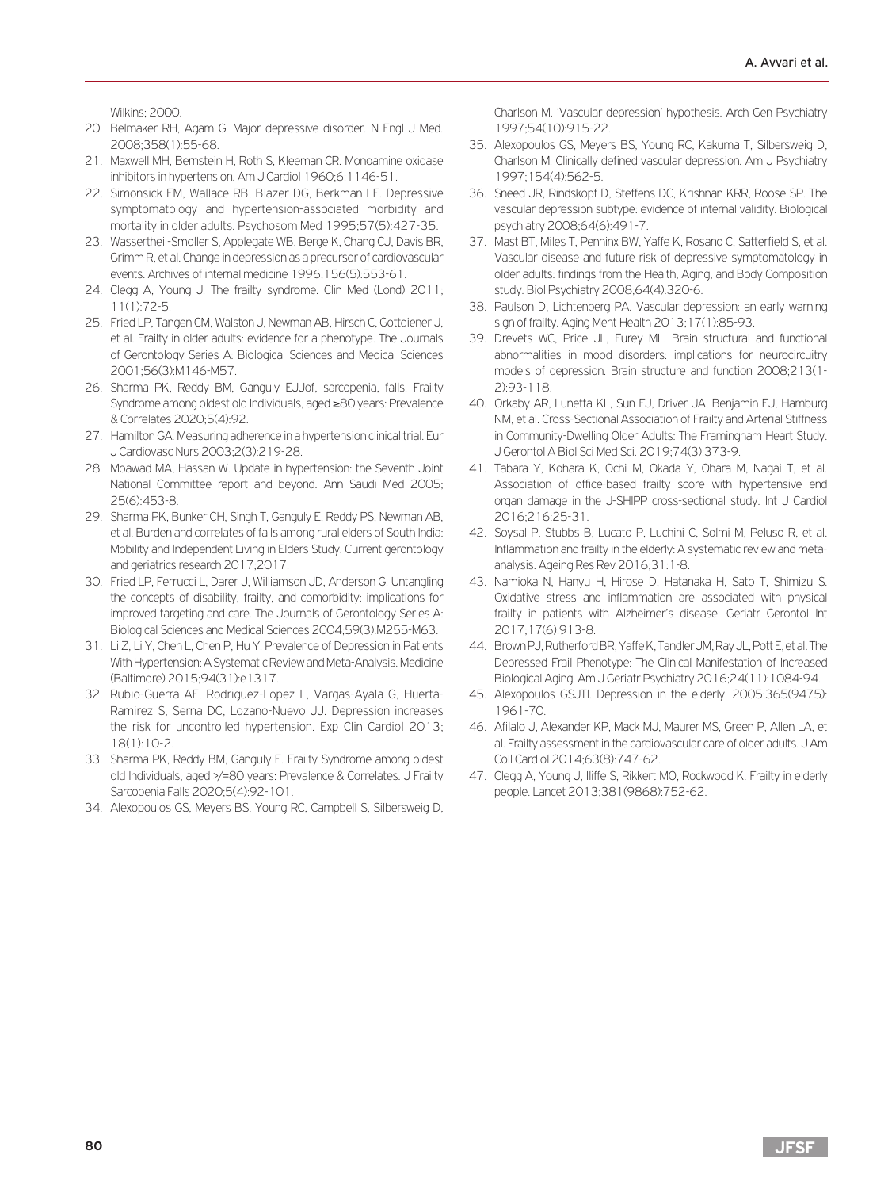Wilkins; 2000.

20. Belmaker RH, Agam G. Major depressive disorder. N Engl J Med. 2008;358(1):55-68.
21. Maxwell MH, Bernstein H, Roth S, Kleeman CR. Monoamine oxidase inhibitors in hypertension. Am J Cardiol 1960;6:1146-51.
22. Simonsick EM, Wallace RB, Blazer DG, Berkman LF. Depressive symptomatology and hypertension-associated morbidity and mortality in older adults. Psychosom Med 1995;57(5):427-35.
23. Wassertheil-Smoller S, Applegate WB, Berge K, Chang CJ, Davis BR, Grimm R, et al. Change in depression as a precursor of cardiovascular events. Archives of internal medicine 1996;156(5):553-61.
24. Clegg A, Young J. The frailty syndrome. Clin Med (Lond) 2011; 11(1):72-5.
25. Fried LP, Tangen CM, Walston J, Newman AB, Hirsch C, Gottdiener J, et al. Frailty in older adults: evidence for a phenotype. The Journals of Gerontology Series A: Biological Sciences and Medical Sciences 2001;56(3):M146-M57.
26. Sharma PK, Reddy BM, Ganguly EJJof, sarcopenia, falls. Frailty Syndrome among oldest old Individuals, aged ≥80 years: Prevalence & Correlates 2020;5(4):92.
27. Hamilton GA. Measuring adherence in a hypertension clinical trial. Eur J Cardiovasc Nurs 2003;2(3):219-28.
28. Moawad MA, Hassan W. Update in hypertension: the Seventh Joint National Committee report and beyond. Ann Saudi Med 2005; 25(6):453-8.
29. Sharma PK, Bunker CH, Singh T, Ganguly E, Reddy PS, Newman AB, et al. Burden and correlates of falls among rural elders of South India: Mobility and Independent Living in Elders Study. Current gerontology and geriatrics research 2017;2017.
30. Fried LP, Ferrucci L, Darer J, Williamson JD, Anderson G. Untangling the concepts of disability, frailty, and comorbidity: implications for improved targeting and care. The Journals of Gerontology Series A: Biological Sciences and Medical Sciences 2004;59(3):M255-M63.
31. Li Z, Li Y, Chen L, Chen P, Hu Y. Prevalence of Depression in Patients With Hypertension: A Systematic Review and Meta-Analysis. Medicine (Baltimore) 2015;94(31):e1317.
32. Rubio-Guerra AF, Rodriguez-Lopez L, Vargas-Ayala G, Huerta-Ramirez S, Serna DC, Lozano-Nuevo JJ. Depression increases the risk for uncontrolled hypertension. Exp Clin Cardiol 2013; 18(1):10-2.
33. Sharma PK, Reddy BM, Ganguly E. Frailty Syndrome among oldest old Individuals, aged >/=80 years: Prevalence & Correlates. J Frailty Sarcopenia Falls 2020;5(4):92-101.
34. Alexopoulos GS, Meyers BS, Young RC, Campbell S, Silbersweig D, Charlson M. 'Vascular depression' hypothesis. Arch Gen Psychiatry 1997;54(10):915-22.
35. Alexopoulos GS, Meyers BS, Young RC, Kakuma T, Silbersweig D, Charlson M. Clinically defined vascular depression. Am J Psychiatry 1997;154(4):562-5.
36. Sneed JR, Rindskopf D, Steffens DC, Krishnan KRR, Roose SP. The vascular depression subtype: evidence of internal validity. Biological psychiatry 2008;64(6):491-7.
37. Mast BT, Miles T, Penninx BW, Yaffe K, Rosano C, Satterfield S, et al. Vascular disease and future risk of depressive symptomatology in older adults: findings from the Health, Aging, and Body Composition study. Biol Psychiatry 2008;64(4):320-6.
38. Paulson D, Lichtenberg PA. Vascular depression: an early warning sign of frailty. Aging Ment Health 2013;17(1):85-93.
39. Drevets WC, Price JL, Furey ML. Brain structural and functional abnormalities in mood disorders: implications for neurocircuitry models of depression. Brain structure and function 2008;213(1-2):93-118.
40. Orkaby AR, Lunetta KL, Sun FJ, Driver JA, Benjamin EJ, Hamburg NM, et al. Cross-Sectional Association of Frailty and Arterial Stiffness in Community-Dwelling Older Adults: The Framingham Heart Study. J Gerontol A Biol Sci Med Sci. 2019;74(3):373-9.
41. Tabara Y, Kohara K, Ochi M, Okada Y, Ohara M, Nagai T, et al. Association of office-based frailty score with hypertensive end organ damage in the J-SHIPP cross-sectional study. Int J Cardiol 2016;216:25-31.
42. Soysal P, Stubbs B, Lucato P, Luchini C, Solmi M, Peluso R, et al. Inflammation and frailty in the elderly: A systematic review and meta-analysis. Ageing Res Rev 2016;31:1-8.
43. Namioka N, Hanyu H, Hirose D, Hatanaka H, Sato T, Shimizu S. Oxidative stress and inflammation are associated with physical frailty in patients with Alzheimer's disease. Geriatr Gerontol Int 2017;17(6):913-8.
44. Brown PJ, Rutherford BR, Yaffe K, Tandler JM, Ray JL, Pott E, et al. The Depressed Frail Phenotype: The Clinical Manifestation of Increased Biological Aging. Am J Geriatr Psychiatry 2016;24(11):1084-94.
45. Alexopoulos GSJTl. Depression in the elderly. 2005;365(9475): 1961-70.
46. Afilalo J, Alexander KP, Mack MJ, Maurer MS, Green P, Allen LA, et al. Frailty assessment in the cardiovascular care of older adults. J Am Coll Cardiol 2014;63(8):747-62.
47. Clegg A, Young J, Iliffe S, Rikkert MO, Rockwood K. Frailty in elderly people. Lancet 2013;381(9868):752-62.